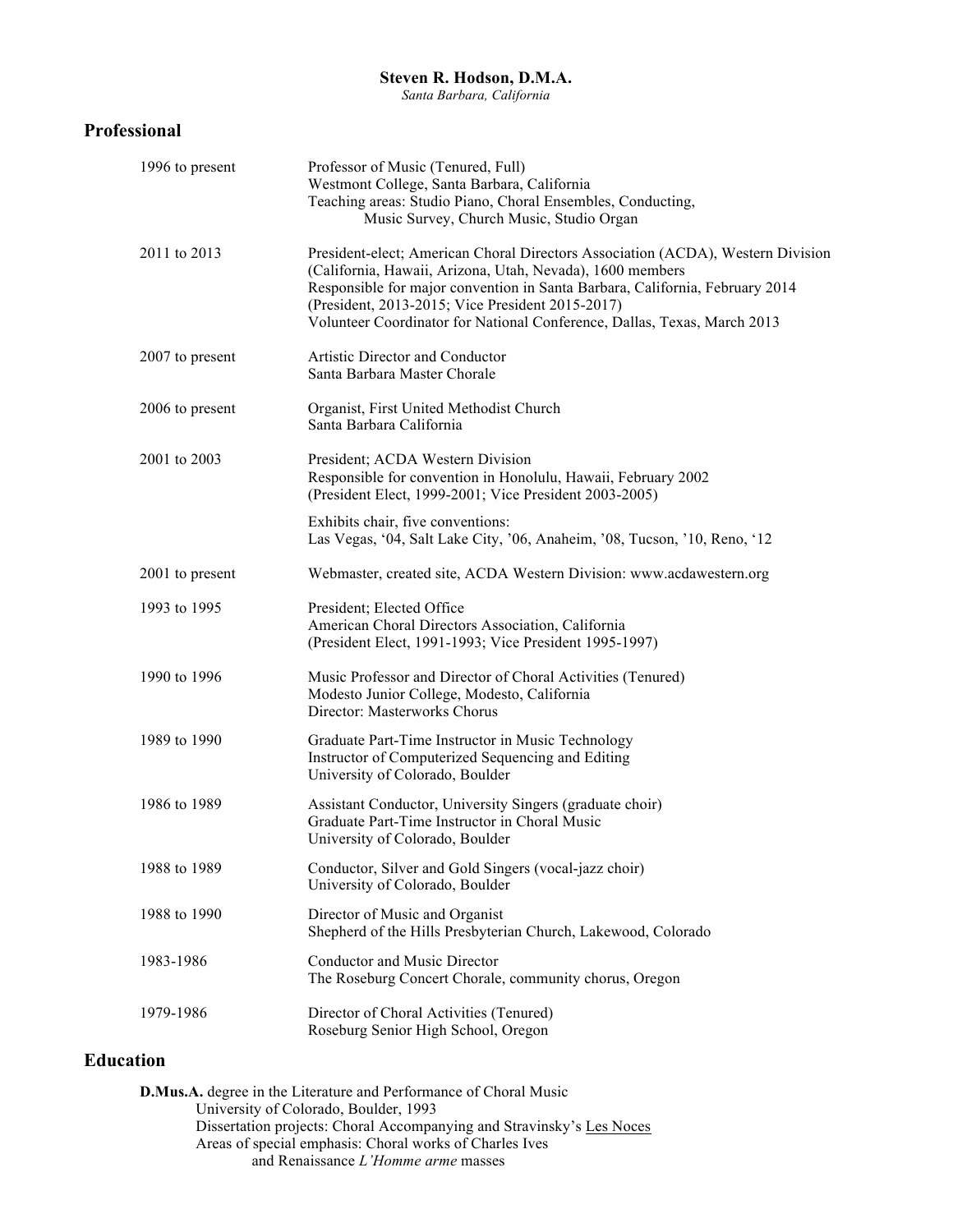# Steven R. Hodson, D.M.A.

*Santa Barbara, California*

## Professional

| | |
|---|---|
| 1996 to present | Professor of Music (Tenured, Full)<br>Westmont College, Santa Barbara, California<br>Teaching areas: Studio Piano, Choral Ensembles, Conducting, Music Survey, Church Music, Studio Organ |
| 2011 to 2013 | President-elect; American Choral Directors Association (ACDA), Western Division (California, Hawaii, Arizona, Utah, Nevada), 1600 members<br>Responsible for major convention in Santa Barbara, California, February 2014<br>(President, 2013-2015; Vice President 2015-2017)<br>Volunteer Coordinator for National Conference, Dallas, Texas, March 2013 |
| 2007 to present | Artistic Director and Conductor<br>Santa Barbara Master Chorale |
| 2006 to present | Organist, First United Methodist Church<br>Santa Barbara California |
| 2001 to 2003 | President; ACDA Western Division<br>Responsible for convention in Honolulu, Hawaii, February 2002<br>(President Elect, 1999-2001; Vice President 2003-2005)<br><br>Exhibits chair, five conventions:<br>Las Vegas, '04, Salt Lake City, '06, Anaheim, '08, Tucson, '10, Reno, '12 |
| 2001 to present | Webmaster, created site, ACDA Western Division: www.acdawestern.org |
| 1993 to 1995 | President; Elected Office<br>American Choral Directors Association, California<br>(President Elect, 1991-1993; Vice President 1995-1997) |
| 1990 to 1996 | Music Professor and Director of Choral Activities (Tenured)<br>Modesto Junior College, Modesto, California<br>Director: Masterworks Chorus |
| 1989 to 1990 | Graduate Part-Time Instructor in Music Technology<br>Instructor of Computerized Sequencing and Editing<br>University of Colorado, Boulder |
| 1986 to 1989 | Assistant Conductor, University Singers (graduate choir)<br>Graduate Part-Time Instructor in Choral Music<br>University of Colorado, Boulder |
| 1988 to 1989 | Conductor, Silver and Gold Singers (vocal-jazz choir)<br>University of Colorado, Boulder |
| 1988 to 1990 | Director of Music and Organist<br>Shepherd of the Hills Presbyterian Church, Lakewood, Colorado |
| 1983-1986 | Conductor and Music Director<br>The Roseburg Concert Chorale, community chorus, Oregon |
| 1979-1986 | Director of Choral Activities (Tenured)<br>Roseburg Senior High School, Oregon |

## Education

**D.Mus.A.** degree in the Literature and Performance of Choral Music
University of Colorado, Boulder, 1993
Dissertation projects: Choral Accompanying and Stravinsky's <u>Les Noces</u>
Areas of special emphasis: Choral works of Charles Ives
and Renaissance *L'Homme arme* masses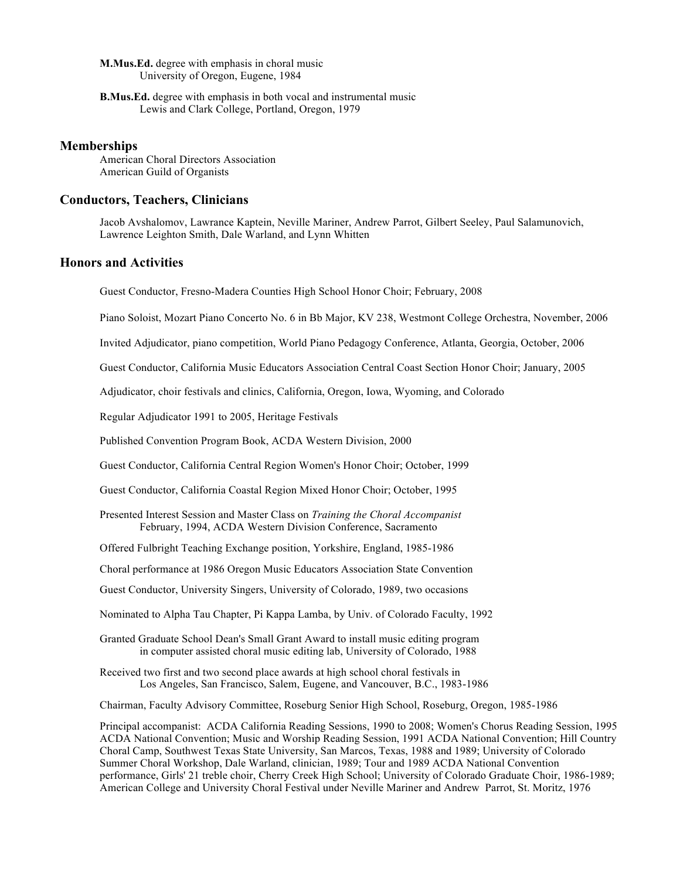**M.Mus.Ed.** degree with emphasis in choral music
University of Oregon, Eugene, 1984

**B.Mus.Ed.** degree with emphasis in both vocal and instrumental music
Lewis and Clark College, Portland, Oregon, 1979

## Memberships

American Choral Directors Association
American Guild of Organists

## Conductors, Teachers, Clinicians

Jacob Avshalomov, Lawrance Kaptein, Neville Mariner, Andrew Parrot, Gilbert Seeley, Paul Salamunovich, Lawrence Leighton Smith, Dale Warland, and Lynn Whitten

## Honors and Activities

Guest Conductor, Fresno-Madera Counties High School Honor Choir; February, 2008

Piano Soloist, Mozart Piano Concerto No. 6 in Bb Major, KV 238, Westmont College Orchestra, November, 2006

Invited Adjudicator, piano competition, World Piano Pedagogy Conference, Atlanta, Georgia, October, 2006

Guest Conductor, California Music Educators Association Central Coast Section Honor Choir; January, 2005

Adjudicator, choir festivals and clinics, California, Oregon, Iowa, Wyoming, and Colorado

Regular Adjudicator 1991 to 2005, Heritage Festivals

Published Convention Program Book, ACDA Western Division, 2000

Guest Conductor, California Central Region Women's Honor Choir; October, 1999

Guest Conductor, California Coastal Region Mixed Honor Choir; October, 1995

Presented Interest Session and Master Class on *Training the Choral Accompanist*
February, 1994, ACDA Western Division Conference, Sacramento

Offered Fulbright Teaching Exchange position, Yorkshire, England, 1985-1986

Choral performance at 1986 Oregon Music Educators Association State Convention

Guest Conductor, University Singers, University of Colorado, 1989, two occasions

Nominated to Alpha Tau Chapter, Pi Kappa Lamba, by Univ. of Colorado Faculty, 1992

Granted Graduate School Dean's Small Grant Award to install music editing program
in computer assisted choral music editing lab, University of Colorado, 1988

Received two first and two second place awards at high school choral festivals in
Los Angeles, San Francisco, Salem, Eugene, and Vancouver, B.C., 1983-1986

Chairman, Faculty Advisory Committee, Roseburg Senior High School, Roseburg, Oregon, 1985-1986

Principal accompanist: ACDA California Reading Sessions, 1990 to 2008; Women's Chorus Reading Session, 1995 ACDA National Convention; Music and Worship Reading Session, 1991 ACDA National Convention; Hill Country Choral Camp, Southwest Texas State University, San Marcos, Texas, 1988 and 1989; University of Colorado Summer Choral Workshop, Dale Warland, clinician, 1989; Tour and 1989 ACDA National Convention performance, Girls' 21 treble choir, Cherry Creek High School; University of Colorado Graduate Choir, 1986-1989; American College and University Choral Festival under Neville Mariner and Andrew Parrot, St. Moritz, 1976